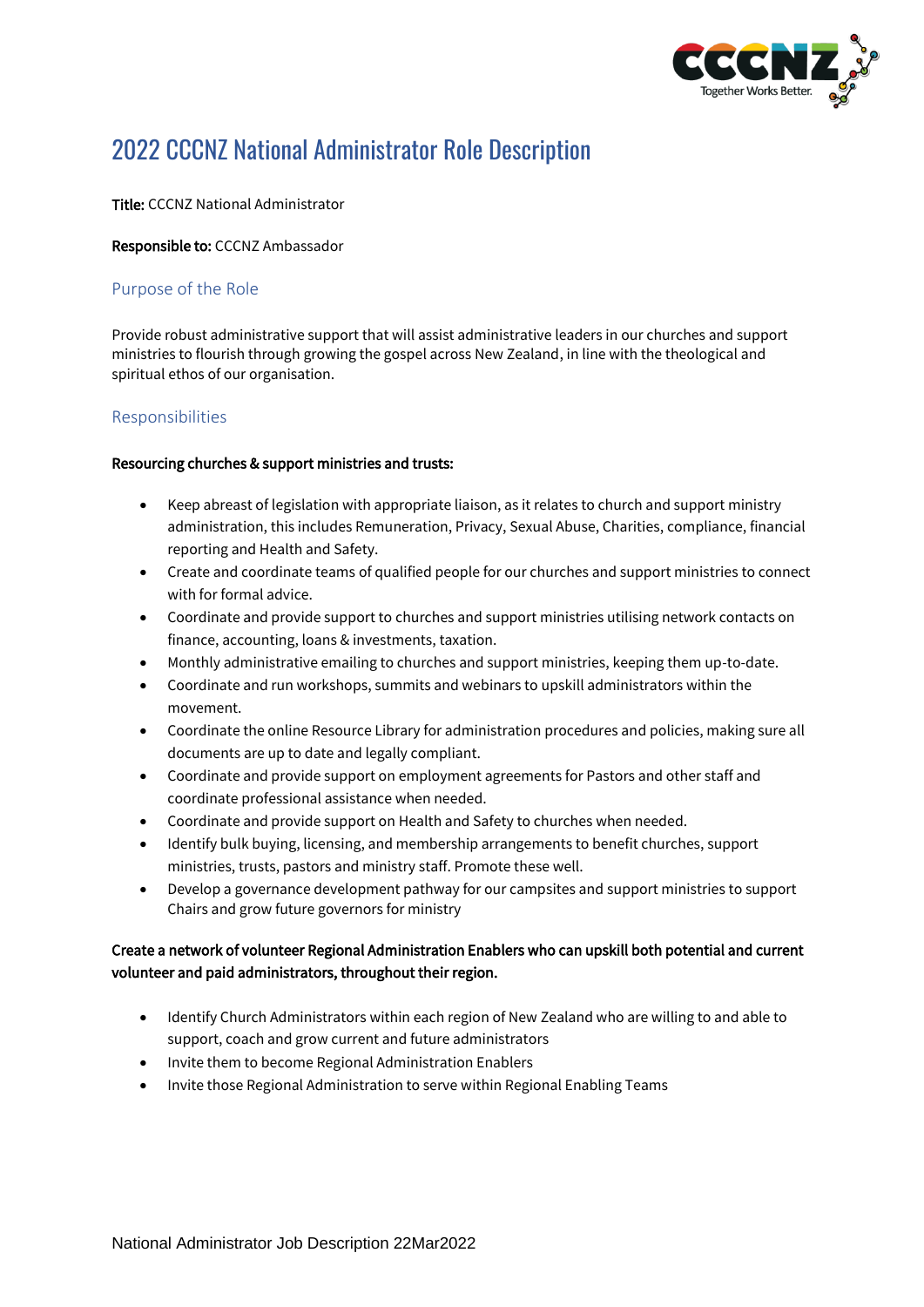# 2022 CCCNZ National Administrator Role Description

**Title:** CCCNZ National Administrator

**Responsible to:** CCCNZ Ambassador

## Purpose of the Role

Provide robust administrative support that will assist administrative leaders in our churches and support ministries to flourish through growing the gospel across New Zealand, in line with the theological and spiritual ethos of our organisation.

## Responsibilities

**Resourcing churches & support ministries and trusts:**

- Keep abreast of legislation with appropriate liaison, as it relates to church and support ministry administration, this includes Remuneration, Privacy, Sexual Abuse, Charities, compliance, financial reporting and Health and Safety.
- Create and coordinate teams of qualified people for our churches and support ministries to connect with for formal advice.
- Coordinate and provide support to churches and support ministries utilising network contacts on finance, accounting, loans & investments, taxation.
- Monthly administrative emailing to churches and support ministries, keeping them up-to-date.
- Coordinate and run workshops, summits and webinars to upskill administrators within the movement.
- Coordinate the online Resource Library for administration procedures and policies, making sure all documents are up to date and legally compliant.
- Coordinate and provide support on employment agreements for Pastors and other staff and coordinate professional assistance when needed.
- Coordinate and provide support on Health and Safety to churches when needed.
- Identify bulk buying, licensing, and membership arrangements to benefit churches, support ministries, trusts, pastors and ministry staff. Promote these well.
- Develop a governance development pathway for our campsites and support ministries to support Chairs and grow future governors for ministry

**Create a network of volunteer Regional Administration Enablers who can upskill both potential and current volunteer and paid administrators, throughout their region.**

- Identify Church Administrators within each region of New Zealand who are willing to and able to support, coach and grow current and future administrators
- Invite them to become Regional Administration Enablers
- Invite those Regional Administration to serve within Regional Enabling Teams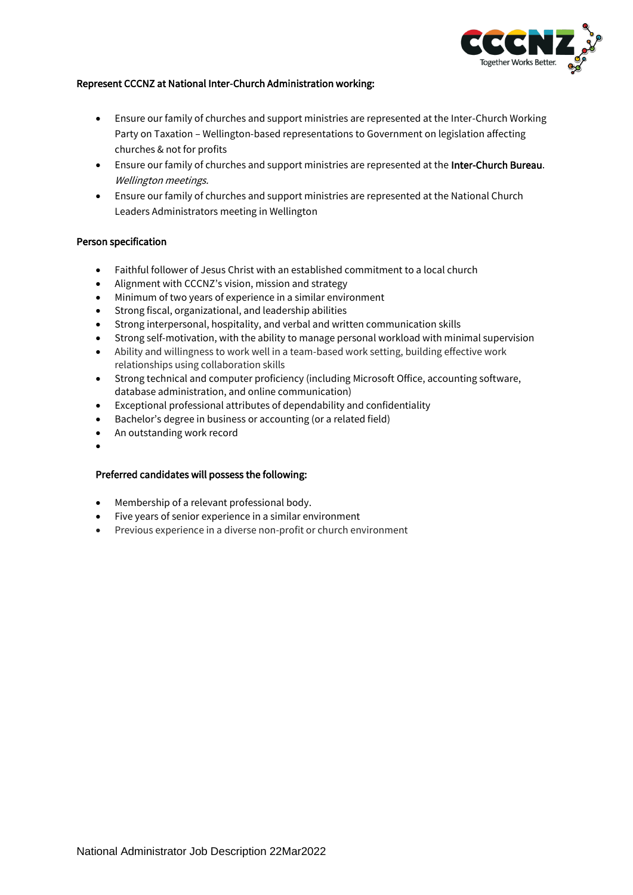**Represent CCCNZ at National Inter-Church Administration working:**

- Ensure our family of churches and support ministries are represented at the Inter-Church Working Party on Taxation – Wellington-based representations to Government on legislation affecting churches & not for profits
- Ensure our family of churches and support ministries are represented at the **Inter-Church Bureau**. *Wellington meetings.*
- Ensure our family of churches and support ministries are represented at the National Church Leaders Administrators meeting in Wellington

**Person specification**

- Faithful follower of Jesus Christ with an established commitment to a local church
- Alignment with CCCNZ's vision, mission and strategy
- Minimum of two years of experience in a similar environment
- Strong fiscal, organizational, and leadership abilities
- Strong interpersonal, hospitality, and verbal and written communication skills
- Strong self-motivation, with the ability to manage personal workload with minimal supervision
- Ability and willingness to work well in a team-based work setting, building effective work relationships using collaboration skills
- Strong technical and computer proficiency (including Microsoft Office, accounting software, database administration, and online communication)
- Exceptional professional attributes of dependability and confidentiality
- Bachelor's degree in business or accounting (or a related field)
- An outstanding work record

**Preferred candidates will possess the following:**

- Membership of a relevant professional body.
- Five years of senior experience in a similar environment
- Previous experience in a diverse non-profit or church environment